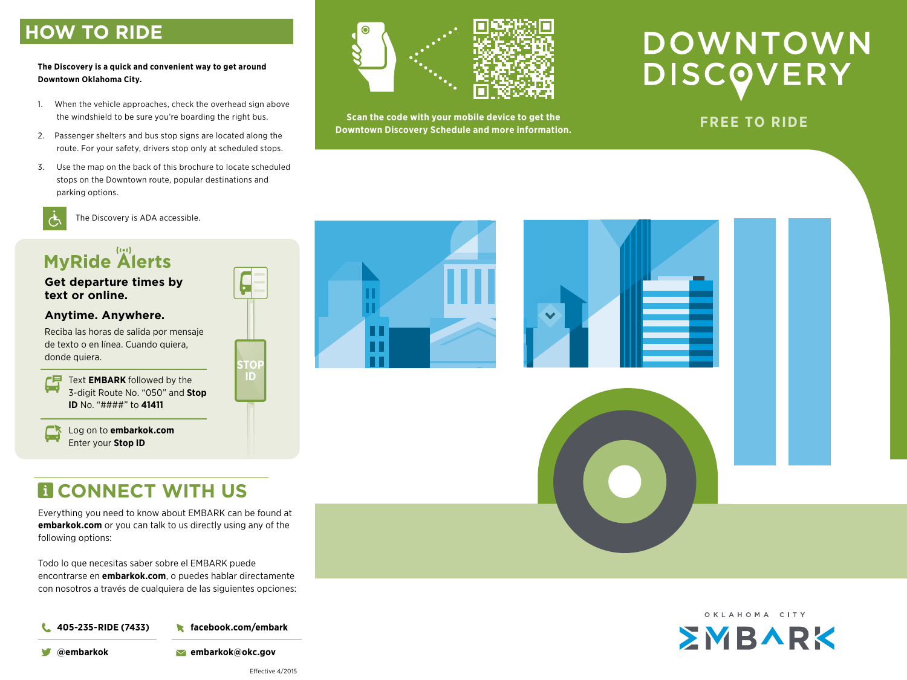## HOW TO RIDE

**The Discovery is a quick and convenient way to get around Downtown Oklahoma City.**

1. When the vehicle approaches, check the overhead sign above the windshield to be sure you're boarding the right bus.
2. Passenger shelters and bus stop signs are located along the route. For your safety, drivers stop only at scheduled stops.
3. Use the map on the back of this brochure to locate scheduled stops on the Downtown route, popular destinations and parking options.

The Discovery is ADA accessible.

## MyRide Alerts

**Get departure times by text or online.**

**Anytime. Anywhere.**

Reciba las horas de salida por mensaje de texto o en línea. Cuando quiera, donde quiera.

Text **EMBARK** followed by the 3-digit Route No. "050" and **Stop ID** No. "####" to **41411**

Log on to **embarkok.com**
Enter your **Stop ID**

STOP ID

## CONNECT WITH US

Everything you need to know about EMBARK can be found at **embarkok.com** or you can talk to us directly using any of the following options:

Todo lo que necesitas saber sobre el EMBARK puede encontrarse en **embarkok.com**, o puedes hablar directamente con nosotros a través de cualquiera de las siguientes opciones:

**405-235-RIDE (7433)**

**facebook.com/embark**

**@embarkok**

**embarkok@okc.gov**

Effective 4/2015

**Scan the code with your mobile device to get the Downtown Discovery Schedule and more information.**

# DOWNTOWN DISCOVERY

**FREE TO RIDE**

OKLAHOMA CITY EMBARK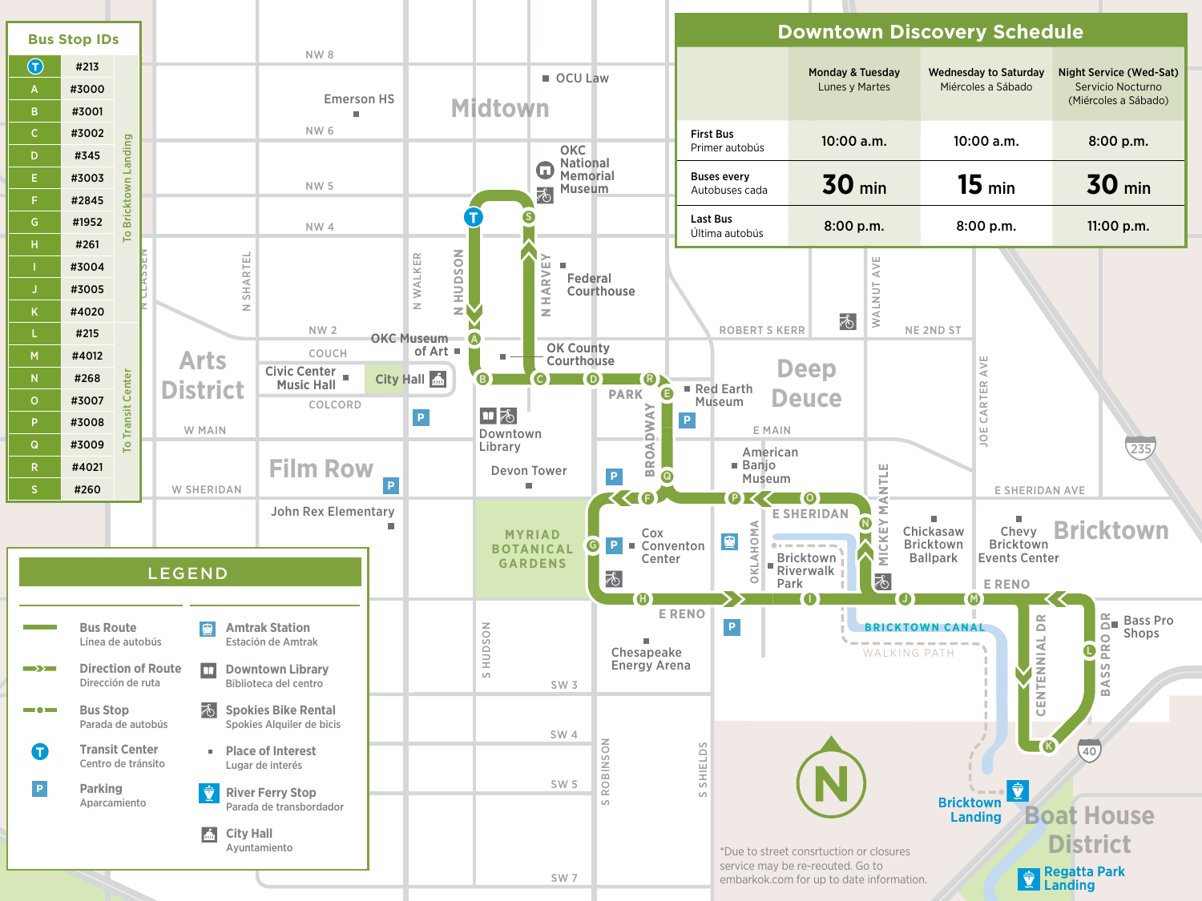## Bus Stop IDs

| | |
|---|---|
| T | #213 |
| A | #3000 |
| B | #3001 |
| C | #3002 |
| D | #345 |
| E | #3003 |
| F | #2845 |
| G | #1952 |
| H | #261 |
| I | #3004 |
| J | #3005 |
| K | #4020 |
| L | #215 |
| M | #4012 |
| N | #268 |
| O | #3007 |
| P | #3008 |
| Q | #3009 |
| R | #4021 |
| S | #260 |

To Bricktown Landing

To Transit Center

## Downtown Discovery Schedule

| | Monday & Tuesday<br>Lunes y Martes | Wednesday to Saturday<br>Miércoles a Sábado | Night Service (Wed-Sat)<br>Servicio Nocturno<br>(Miércoles a Sábado) |
|---|---|---|---|
| First Bus<br>Primer autobús | 10:00 a.m. | 10:00 a.m. | 8:00 p.m. |
| Buses every<br>Autobuses cada | 30 min | 15 min | 30 min |
| Last Bus<br>Última autobús | 8:00 p.m. | 8:00 p.m. | 11:00 p.m. |

## LEGEND

- Bus Route — Línea de autobús
- Direction of Route — Dirección de ruta
- Bus Stop — Parada de autobús
- Transit Center — Centro de tránsito
- Parking — Aparcamiento
- Amtrak Station — Estación de Amtrak
- Downtown Library — Biblioteca del centro
- Spokies Bike Rental — Spokies Alquiler de bicis
- Place of Interest — Lugar de interés
- River Ferry Stop — Parada de transbordador
- City Hall — Ayuntamiento

Midtown

Arts District

Film Row

Deep Deuce

Bricktown

Boat House District

Emerson HS

OCU Law

OKC National Memorial Museum

Federal Courthouse

OKC Museum of Art

OK County Courthouse

Civic Center Music Hall

City Hall

Downtown Library

Devon Tower

Red Earth Museum

American Banjo Museum

John Rex Elementary

MYRIAD BOTANICAL GARDENS

Cox Convention Center

Bricktown Riverwalk Park

Chickasaw Bricktown Ballpark

Chevy Bricktown Events Center

Bass Pro Shops

Chesapeake Energy Arena

BRICKTOWN CANAL

WALKING PATH

Bricktown Landing

Regatta Park Landing

NW 8, NW 6, NW 5, NW 4, NW 2, COUCH, COLCORD, W MAIN, W SHERIDAN, PARK, E MAIN, E SHERIDAN, E SHERIDAN AVE, E RENO, ROBERT S KERR, NE 2ND ST, SW 3, SW 4, SW 5, SW 7, N CLASSEN, N SHARTEL, N WALKER, N HUDSON, N HARVEY, BROADWAY, WALNUT AVE, OKLAHOMA, MICKEY MANTLE, JOE CARTER AVE, CENTENNIAL DR, BASS PRO DR, S HUDSON, S ROBINSON, S SHIELDS, 235, 40

*Due to street consrtuction or closures service may be re-reouted. Go to embarkok.com for up to date information.